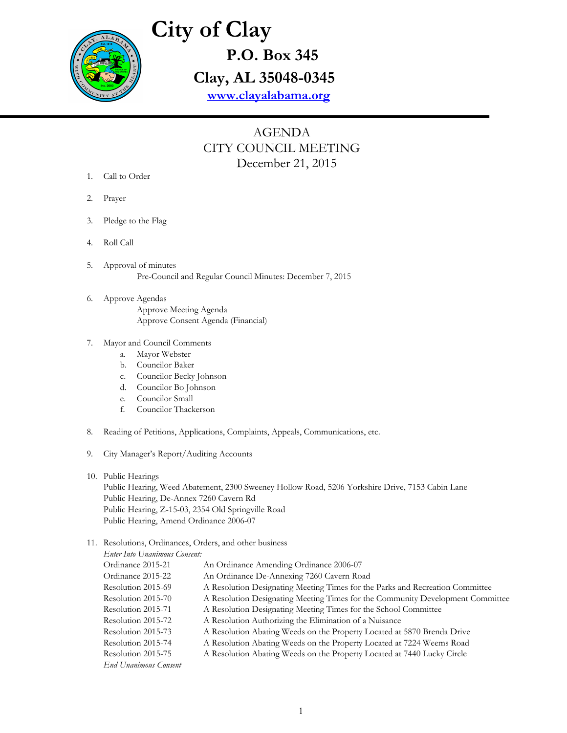# City of Clay

**P.O. Box 345**

**Clay, AL 35048-0345**

**www.clayalabama.org**

## AGENDA
## CITY COUNCIL MEETING
## December 21, 2015

1. Call to Order

2. Prayer

3. Pledge to the Flag

4. Roll Call

5. Approval of minutes
   Pre-Council and Regular Council Minutes: December 7, 2015

6. Approve Agendas
   Approve Meeting Agenda
   Approve Consent Agenda (Financial)

7. Mayor and Council Comments
   a. Mayor Webster
   b. Councilor Baker
   c. Councilor Becky Johnson
   d. Councilor Bo Johnson
   e. Councilor Small
   f. Councilor Thackerson

8. Reading of Petitions, Applications, Complaints, Appeals, Communications, etc.

9. City Manager's Report/Auditing Accounts

10. Public Hearings
    Public Hearing, Weed Abatement, 2300 Sweeney Hollow Road, 5206 Yorkshire Drive, 7153 Cabin Lane
    Public Hearing, De-Annex 7260 Cavern Rd
    Public Hearing, Z-15-03, 2354 Old Springville Road
    Public Hearing, Amend Ordinance 2006-07

11. Resolutions, Ordinances, Orders, and other business
    *Enter Into Unanimous Consent:*

| | |
|---|---|
| Ordinance 2015-21 | An Ordinance Amending Ordinance 2006-07 |
| Ordinance 2015-22 | An Ordinance De-Annexing 7260 Cavern Road |
| Resolution 2015-69 | A Resolution Designating Meeting Times for the Parks and Recreation Committee |
| Resolution 2015-70 | A Resolution Designating Meeting Times for the Community Development Committee |
| Resolution 2015-71 | A Resolution Designating Meeting Times for the School Committee |
| Resolution 2015-72 | A Resolution Authorizing the Elimination of a Nuisance |
| Resolution 2015-73 | A Resolution Abating Weeds on the Property Located at 5870 Brenda Drive |
| Resolution 2015-74 | A Resolution Abating Weeds on the Property Located at 7224 Weems Road |
| Resolution 2015-75 | A Resolution Abating Weeds on the Property Located at 7440 Lucky Circle |

*End Unanimous Consent*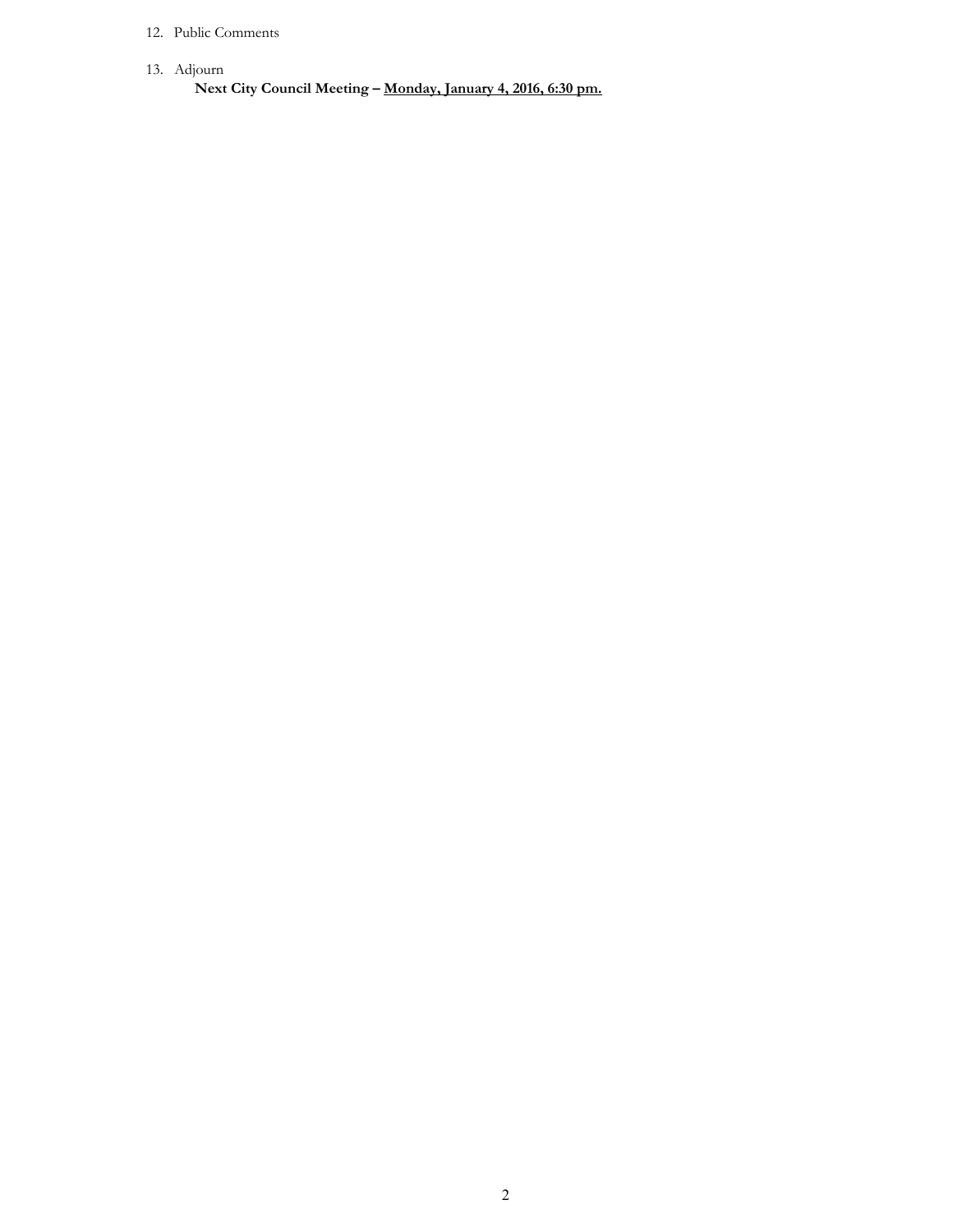12. Public Comments

13. Adjourn

    **Next City Council Meeting – Monday, January 4, 2016, 6:30 pm.**